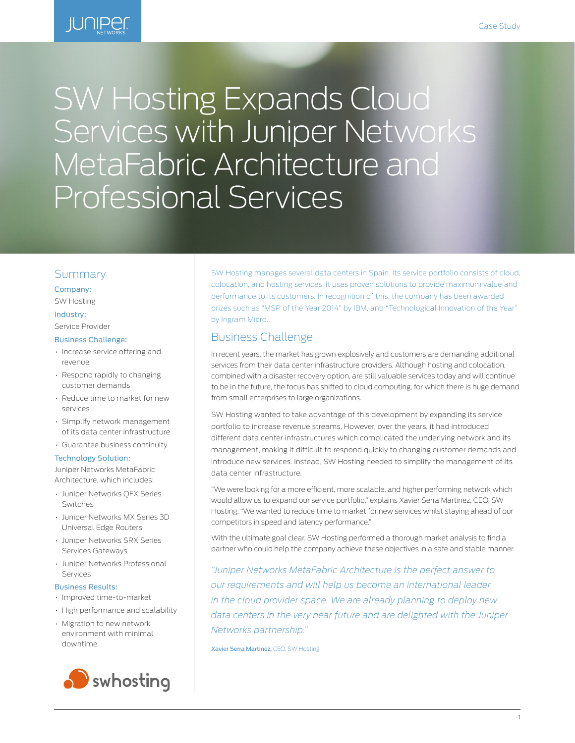# SW Hosting Expands Cloud Services with Juniper Networks MetaFabric Architecture and Professional Services

## Summary

**Company:**

SW Hosting

**Industry:**

Service Provider

**Business Challenge:**

- Increase service offering and revenue
- Respond rapidly to changing customer demands
- Reduce time to market for new services
- Simplify network management of its data center infrastructure
- Guarantee business continuity

**Technology Solution:**

Juniper Networks MetaFabric Architecture, which includes:

- Juniper Networks QFX Series Switches
- Juniper Networks MX Series 3D Universal Edge Routers
- Juniper Networks SRX Series Services Gateways
- Juniper Networks Professional Services

**Business Results:**

- Improved time-to-market
- High performance and scalability
- Migration to new network environment with minimal downtime

SW Hosting manages several data centers in Spain. Its service portfolio consists of cloud, colocation, and hosting services. It uses proven solutions to provide maximum value and performance to its customers. In recognition of this, the company has been awarded prizes such as "MSP of the Year 2014" by IBM, and "Technological Innovation of the Year" by Ingram Micro.

## Business Challenge

In recent years, the market has grown explosively and customers are demanding additional services from their data center infrastructure providers. Although hosting and colocation, combined with a disaster recovery option, are still valuable services today and will continue to be in the future, the focus has shifted to cloud computing, for which there is huge demand from small enterprises to large organizations.

SW Hosting wanted to take advantage of this development by expanding its service portfolio to increase revenue streams. However, over the years, it had introduced different data center infrastructures which complicated the underlying network and its management, making it difficult to respond quickly to changing customer demands and introduce new services. Instead, SW Hosting needed to simplify the management of its data center infrastructure.

"We were looking for a more efficient, more scalable, and higher performing network which would allow us to expand our service portfolio," explains Xavier Serra Martinez, CEO, SW Hosting. "We wanted to reduce time to market for new services whilst staying ahead of our competitors in speed and latency performance."

With the ultimate goal clear, SW Hosting performed a thorough market analysis to find a partner who could help the company achieve these objectives in a safe and stable manner.

*"Juniper Networks MetaFabric Architecture is the perfect answer to our requirements and will help us become an international leader in the cloud provider space. We are already planning to deploy new data centers in the very near future and are delighted with the Juniper Networks partnership."*

**Xavier Serra Martinez,** CEO, SW Hosting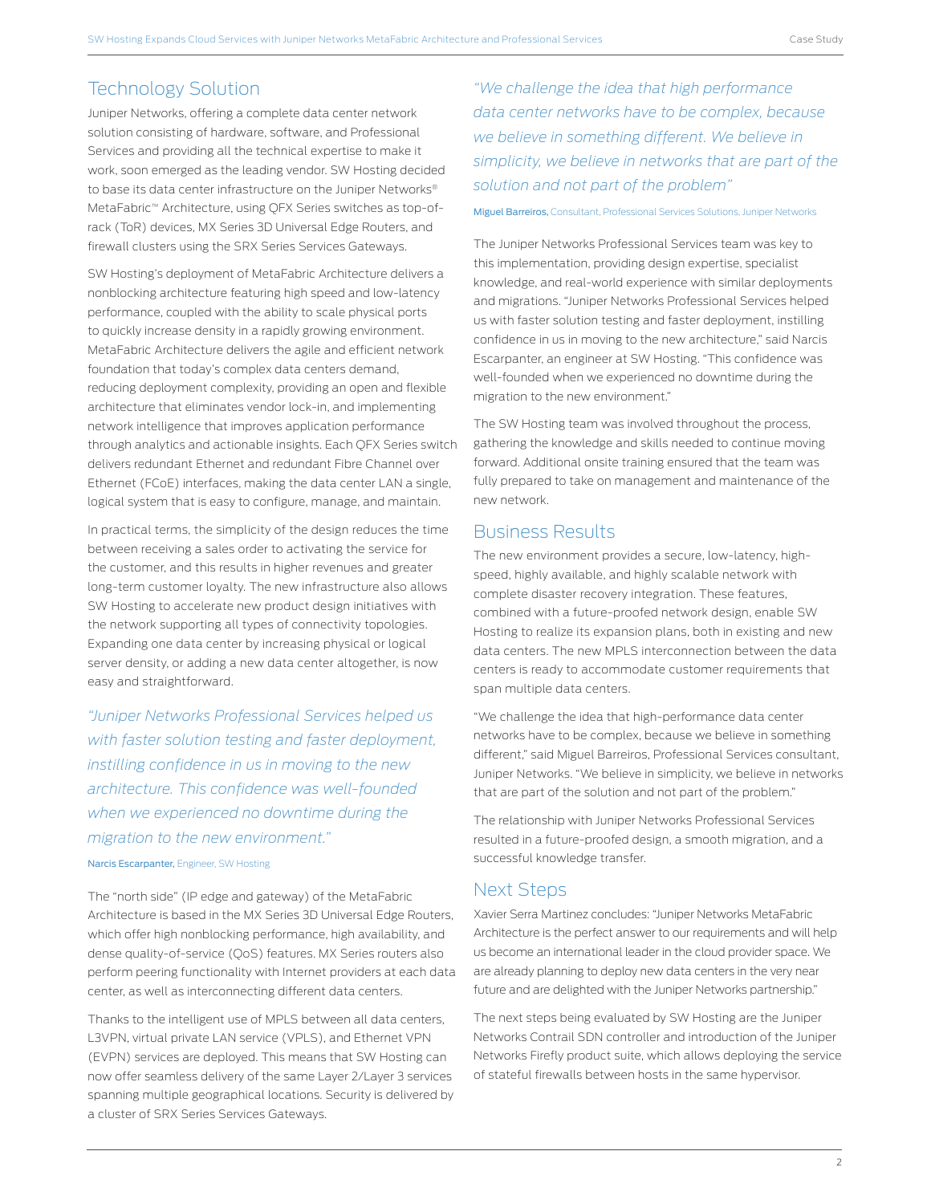## Technology Solution

Juniper Networks, offering a complete data center network solution consisting of hardware, software, and Professional Services and providing all the technical expertise to make it work, soon emerged as the leading vendor. SW Hosting decided to base its data center infrastructure on the Juniper Networks® MetaFabric™ Architecture, using QFX Series switches as top-of-rack (ToR) devices, MX Series 3D Universal Edge Routers, and firewall clusters using the SRX Series Services Gateways.

SW Hosting's deployment of MetaFabric Architecture delivers a nonblocking architecture featuring high speed and low-latency performance, coupled with the ability to scale physical ports to quickly increase density in a rapidly growing environment. MetaFabric Architecture delivers the agile and efficient network foundation that today's complex data centers demand, reducing deployment complexity, providing an open and flexible architecture that eliminates vendor lock-in, and implementing network intelligence that improves application performance through analytics and actionable insights. Each QFX Series switch delivers redundant Ethernet and redundant Fibre Channel over Ethernet (FCoE) interfaces, making the data center LAN a single, logical system that is easy to configure, manage, and maintain.

In practical terms, the simplicity of the design reduces the time between receiving a sales order to activating the service for the customer, and this results in higher revenues and greater long-term customer loyalty. The new infrastructure also allows SW Hosting to accelerate new product design initiatives with the network supporting all types of connectivity topologies. Expanding one data center by increasing physical or logical server density, or adding a new data center altogether, is now easy and straightforward.

*"Juniper Networks Professional Services helped us with faster solution testing and faster deployment, instilling confidence in us in moving to the new architecture. This confidence was well-founded when we experienced no downtime during the migration to the new environment."*

**Narcis Escarpanter,** Engineer, SW Hosting

The "north side" (IP edge and gateway) of the MetaFabric Architecture is based in the MX Series 3D Universal Edge Routers, which offer high nonblocking performance, high availability, and dense quality-of-service (QoS) features. MX Series routers also perform peering functionality with Internet providers at each data center, as well as interconnecting different data centers.

Thanks to the intelligent use of MPLS between all data centers, L3VPN, virtual private LAN service (VPLS), and Ethernet VPN (EVPN) services are deployed. This means that SW Hosting can now offer seamless delivery of the same Layer 2/Layer 3 services spanning multiple geographical locations. Security is delivered by a cluster of SRX Series Services Gateways.

*"We challenge the idea that high performance data center networks have to be complex, because we believe in something different. We believe in simplicity, we believe in networks that are part of the solution and not part of the problem"*

**Miguel Barreiros,** Consultant, Professional Services Solutions, Juniper Networks

The Juniper Networks Professional Services team was key to this implementation, providing design expertise, specialist knowledge, and real-world experience with similar deployments and migrations. "Juniper Networks Professional Services helped us with faster solution testing and faster deployment, instilling confidence in us in moving to the new architecture," said Narcis Escarpanter, an engineer at SW Hosting. "This confidence was well-founded when we experienced no downtime during the migration to the new environment."

The SW Hosting team was involved throughout the process, gathering the knowledge and skills needed to continue moving forward. Additional onsite training ensured that the team was fully prepared to take on management and maintenance of the new network.

## Business Results

The new environment provides a secure, low-latency, high-speed, highly available, and highly scalable network with complete disaster recovery integration. These features, combined with a future-proofed network design, enable SW Hosting to realize its expansion plans, both in existing and new data centers. The new MPLS interconnection between the data centers is ready to accommodate customer requirements that span multiple data centers.

"We challenge the idea that high-performance data center networks have to be complex, because we believe in something different," said Miguel Barreiros, Professional Services consultant, Juniper Networks. "We believe in simplicity, we believe in networks that are part of the solution and not part of the problem."

The relationship with Juniper Networks Professional Services resulted in a future-proofed design, a smooth migration, and a successful knowledge transfer.

## Next Steps

Xavier Serra Martinez concludes: "Juniper Networks MetaFabric Architecture is the perfect answer to our requirements and will help us become an international leader in the cloud provider space. We are already planning to deploy new data centers in the very near future and are delighted with the Juniper Networks partnership."

The next steps being evaluated by SW Hosting are the Juniper Networks Contrail SDN controller and introduction of the Juniper Networks Firefly product suite, which allows deploying the service of stateful firewalls between hosts in the same hypervisor.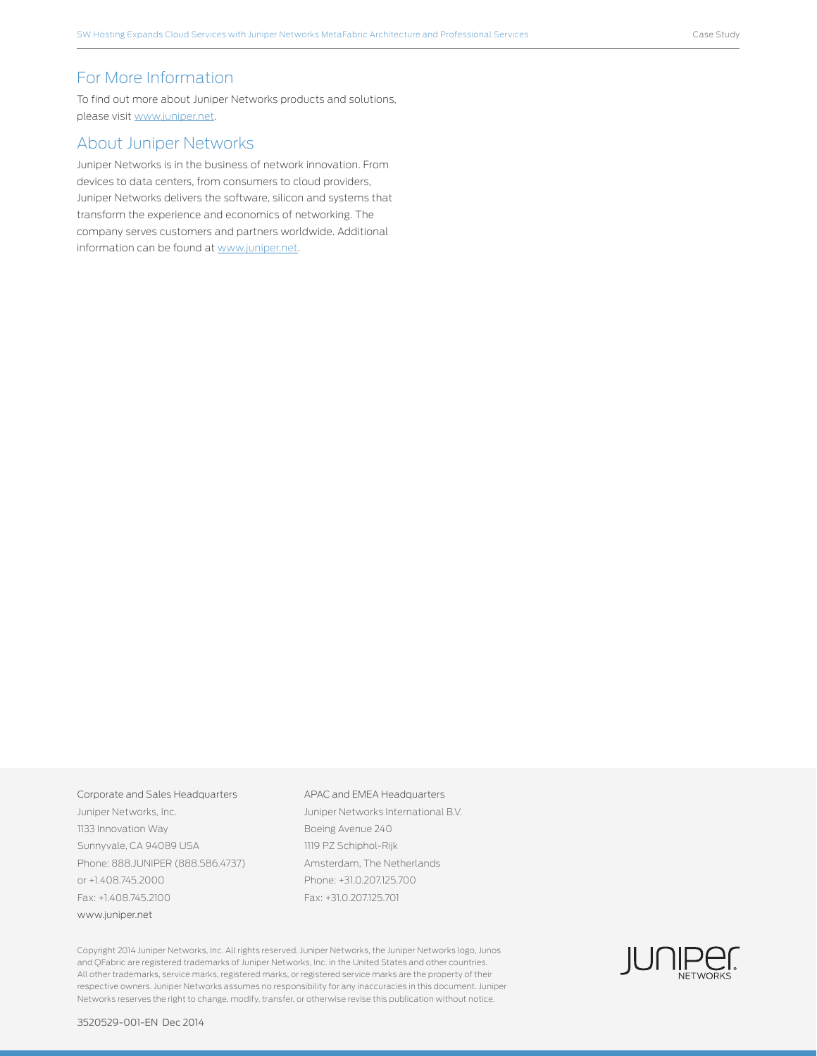## For More Information

To find out more about Juniper Networks products and solutions, please visit www.juniper.net.

## About Juniper Networks

Juniper Networks is in the business of network innovation. From devices to data centers, from consumers to cloud providers, Juniper Networks delivers the software, silicon and systems that transform the experience and economics of networking. The company serves customers and partners worldwide. Additional information can be found at www.juniper.net.

Corporate and Sales Headquarters
Juniper Networks, Inc.
1133 Innovation Way
Sunnyvale, CA 94089 USA
Phone: 888.JUNIPER (888.586.4737)
or +1.408.745.2000
Fax: +1.408.745.2100
www.juniper.net

APAC and EMEA Headquarters
Juniper Networks International B.V.
Boeing Avenue 240
1119 PZ Schiphol-Rijk
Amsterdam, The Netherlands
Phone: +31.0.207.125.700
Fax: +31.0.207.125.701

Copyright 2014 Juniper Networks, Inc. All rights reserved. Juniper Networks, the Juniper Networks logo, Junos and QFabric are registered trademarks of Juniper Networks, Inc. in the United States and other countries. All other trademarks, service marks, registered marks, or registered service marks are the property of their respective owners. Juniper Networks assumes no responsibility for any inaccuracies in this document. Juniper Networks reserves the right to change, modify, transfer, or otherwise revise this publication without notice.

3520529-001-EN Dec 2014